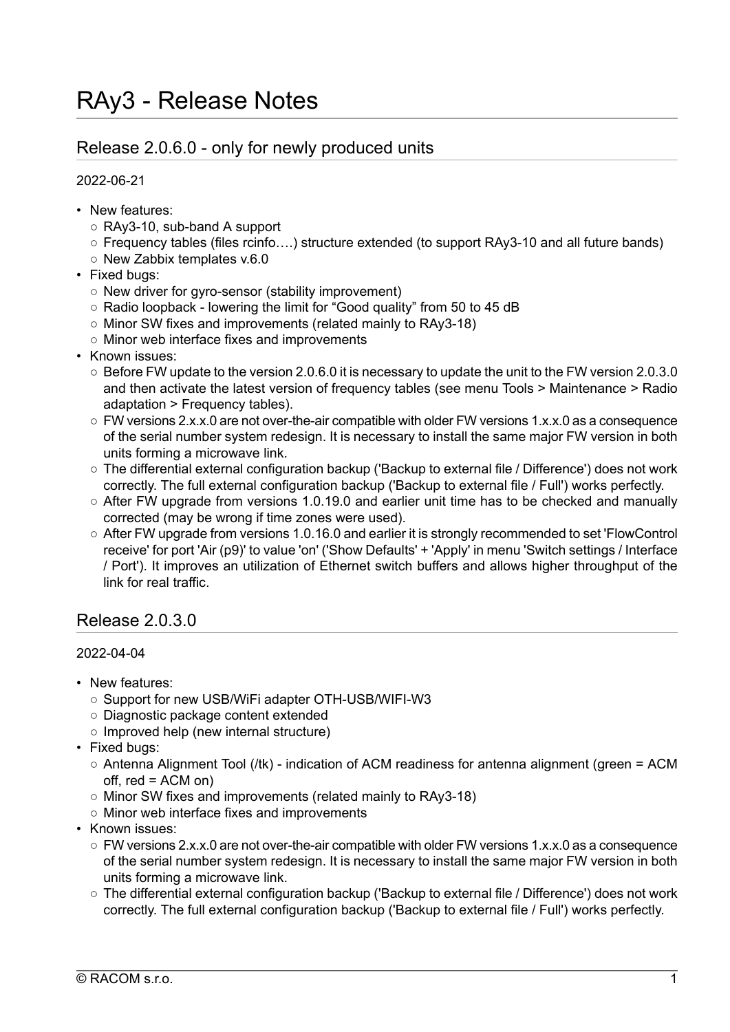# RAy3 - Release Notes

## Release 2.0.6.0 - only for newly produced units

2022-06-21

- New features:
  - RAy3-10, sub-band A support
  - Frequency tables (files rcinfo….) structure extended (to support RAy3-10 and all future bands)
  - New Zabbix templates v.6.0
- Fixed bugs:
  - New driver for gyro-sensor (stability improvement)
  - Radio loopback - lowering the limit for "Good quality" from 50 to 45 dB
  - Minor SW fixes and improvements (related mainly to RAy3-18)
  - Minor web interface fixes and improvements
- Known issues:
  - Before FW update to the version 2.0.6.0 it is necessary to update the unit to the FW version 2.0.3.0 and then activate the latest version of frequency tables (see menu Tools > Maintenance > Radio adaptation > Frequency tables).
  - FW versions 2.x.x.0 are not over-the-air compatible with older FW versions 1.x.x.0 as a consequence of the serial number system redesign. It is necessary to install the same major FW version in both units forming a microwave link.
  - The differential external configuration backup ('Backup to external file / Difference') does not work correctly. The full external configuration backup ('Backup to external file / Full') works perfectly.
  - After FW upgrade from versions 1.0.19.0 and earlier unit time has to be checked and manually corrected (may be wrong if time zones were used).
  - After FW upgrade from versions 1.0.16.0 and earlier it is strongly recommended to set 'FlowControl receive' for port 'Air (p9)' to value 'on' ('Show Defaults' + 'Apply' in menu 'Switch settings / Interface / Port'). It improves an utilization of Ethernet switch buffers and allows higher throughput of the link for real traffic.

## Release 2.0.3.0

2022-04-04

- New features:
  - Support for new USB/WiFi adapter OTH-USB/WIFI-W3
  - Diagnostic package content extended
  - Improved help (new internal structure)
- Fixed bugs:
  - Antenna Alignment Tool (/tk) - indication of ACM readiness for antenna alignment (green = ACM off, red = ACM on)
  - Minor SW fixes and improvements (related mainly to RAy3-18)
  - Minor web interface fixes and improvements
- Known issues:
  - FW versions 2.x.x.0 are not over-the-air compatible with older FW versions 1.x.x.0 as a consequence of the serial number system redesign. It is necessary to install the same major FW version in both units forming a microwave link.
  - The differential external configuration backup ('Backup to external file / Difference') does not work correctly. The full external configuration backup ('Backup to external file / Full') works perfectly.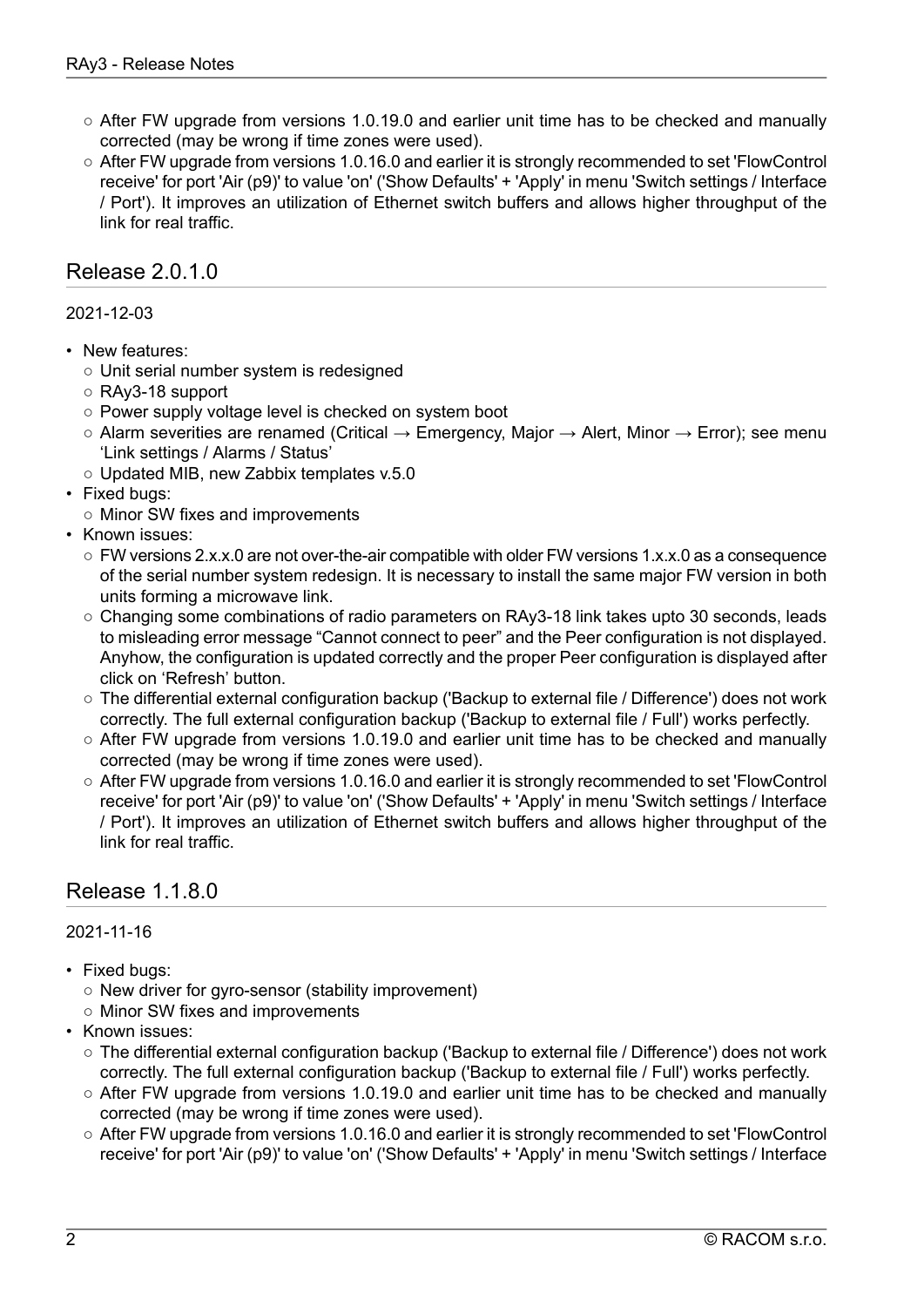- After FW upgrade from versions 1.0.19.0 and earlier unit time has to be checked and manually corrected (may be wrong if time zones were used).
- After FW upgrade from versions 1.0.16.0 and earlier it is strongly recommended to set 'FlowControl receive' for port 'Air (p9)' to value 'on' ('Show Defaults' + 'Apply' in menu 'Switch settings / Interface / Port'). It improves an utilization of Ethernet switch buffers and allows higher throughput of the link for real traffic.

## Release 2.0.1.0

2021-12-03

- New features:
  - Unit serial number system is redesigned
  - RAy3-18 support
  - Power supply voltage level is checked on system boot
  - Alarm severities are renamed (Critical → Emergency, Major → Alert, Minor → Error); see menu 'Link settings / Alarms / Status'
  - Updated MIB, new Zabbix templates v.5.0
- Fixed bugs:
  - Minor SW fixes and improvements
- Known issues:
  - FW versions 2.x.x.0 are not over-the-air compatible with older FW versions 1.x.x.0 as a consequence of the serial number system redesign. It is necessary to install the same major FW version in both units forming a microwave link.
  - Changing some combinations of radio parameters on RAy3-18 link takes upto 30 seconds, leads to misleading error message "Cannot connect to peer" and the Peer configuration is not displayed. Anyhow, the configuration is updated correctly and the proper Peer configuration is displayed after click on 'Refresh' button.
  - The differential external configuration backup ('Backup to external file / Difference') does not work correctly. The full external configuration backup ('Backup to external file / Full') works perfectly.
  - After FW upgrade from versions 1.0.19.0 and earlier unit time has to be checked and manually corrected (may be wrong if time zones were used).
  - After FW upgrade from versions 1.0.16.0 and earlier it is strongly recommended to set 'FlowControl receive' for port 'Air (p9)' to value 'on' ('Show Defaults' + 'Apply' in menu 'Switch settings / Interface / Port'). It improves an utilization of Ethernet switch buffers and allows higher throughput of the link for real traffic.

## Release 1.1.8.0

2021-11-16

- Fixed bugs:
  - New driver for gyro-sensor (stability improvement)
  - Minor SW fixes and improvements
- Known issues:
  - The differential external configuration backup ('Backup to external file / Difference') does not work correctly. The full external configuration backup ('Backup to external file / Full') works perfectly.
  - After FW upgrade from versions 1.0.19.0 and earlier unit time has to be checked and manually corrected (may be wrong if time zones were used).
  - After FW upgrade from versions 1.0.16.0 and earlier it is strongly recommended to set 'FlowControl receive' for port 'Air (p9)' to value 'on' ('Show Defaults' + 'Apply' in menu 'Switch settings / Interface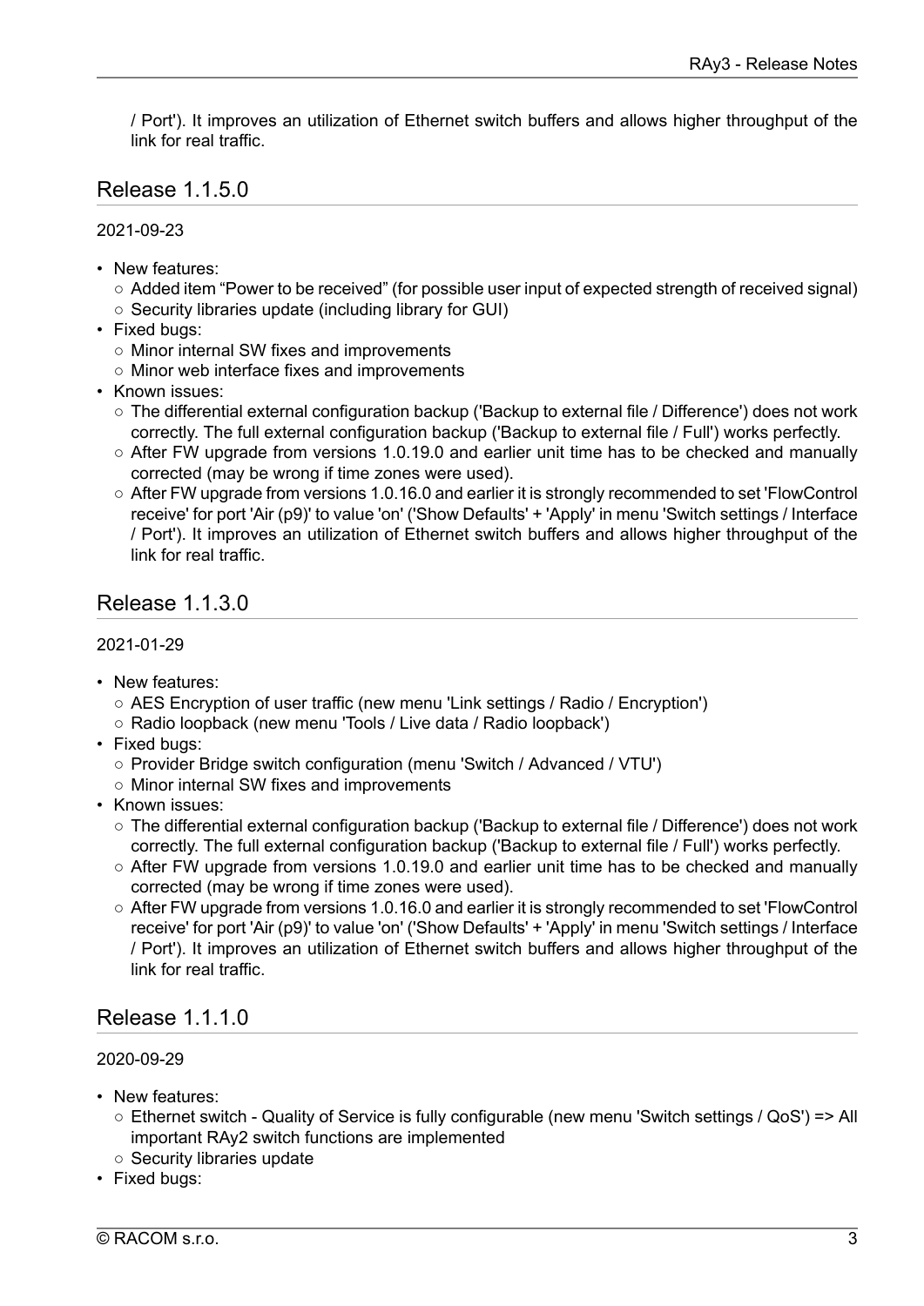/ Port'). It improves an utilization of Ethernet switch buffers and allows higher throughput of the link for real traffic.

## Release 1.1.5.0

2021-09-23

- New features:
  - Added item “Power to be received” (for possible user input of expected strength of received signal)
  - Security libraries update (including library for GUI)
- Fixed bugs:
  - Minor internal SW fixes and improvements
  - Minor web interface fixes and improvements
- Known issues:
  - The differential external configuration backup ('Backup to external file / Difference') does not work correctly. The full external configuration backup ('Backup to external file / Full') works perfectly.
  - After FW upgrade from versions 1.0.19.0 and earlier unit time has to be checked and manually corrected (may be wrong if time zones were used).
  - After FW upgrade from versions 1.0.16.0 and earlier it is strongly recommended to set 'FlowControl receive' for port 'Air (p9)' to value 'on' ('Show Defaults' + 'Apply' in menu 'Switch settings / Interface / Port'). It improves an utilization of Ethernet switch buffers and allows higher throughput of the link for real traffic.

## Release 1.1.3.0

2021-01-29

- New features:
  - AES Encryption of user traffic (new menu 'Link settings / Radio / Encryption')
  - Radio loopback (new menu 'Tools / Live data / Radio loopback')
- Fixed bugs:
  - Provider Bridge switch configuration (menu 'Switch / Advanced / VTU')
  - Minor internal SW fixes and improvements
- Known issues:
  - The differential external configuration backup ('Backup to external file / Difference') does not work correctly. The full external configuration backup ('Backup to external file / Full') works perfectly.
  - After FW upgrade from versions 1.0.19.0 and earlier unit time has to be checked and manually corrected (may be wrong if time zones were used).
  - After FW upgrade from versions 1.0.16.0 and earlier it is strongly recommended to set 'FlowControl receive' for port 'Air (p9)' to value 'on' ('Show Defaults' + 'Apply' in menu 'Switch settings / Interface / Port'). It improves an utilization of Ethernet switch buffers and allows higher throughput of the link for real traffic.

## Release 1.1.1.0

2020-09-29

- New features:
  - Ethernet switch - Quality of Service is fully configurable (new menu 'Switch settings / QoS') => All important RAy2 switch functions are implemented
  - Security libraries update
- Fixed bugs: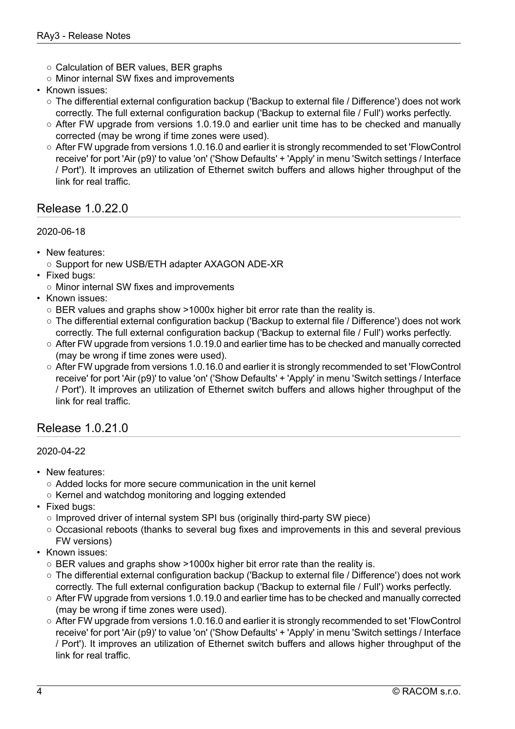- Calculation of BER values, BER graphs
  - Minor internal SW fixes and improvements
- Known issues:
  - The differential external configuration backup ('Backup to external file / Difference') does not work correctly. The full external configuration backup ('Backup to external file / Full') works perfectly.
  - After FW upgrade from versions 1.0.19.0 and earlier unit time has to be checked and manually corrected (may be wrong if time zones were used).
  - After FW upgrade from versions 1.0.16.0 and earlier it is strongly recommended to set 'FlowControl receive' for port 'Air (p9)' to value 'on' ('Show Defaults' + 'Apply' in menu 'Switch settings / Interface / Port'). It improves an utilization of Ethernet switch buffers and allows higher throughput of the link for real traffic.

## Release 1.0.22.0

2020-06-18

- New features:
  - Support for new USB/ETH adapter AXAGON ADE-XR
- Fixed bugs:
  - Minor internal SW fixes and improvements
- Known issues:
  - BER values and graphs show >1000x higher bit error rate than the reality is.
  - The differential external configuration backup ('Backup to external file / Difference') does not work correctly. The full external configuration backup ('Backup to external file / Full') works perfectly.
  - After FW upgrade from versions 1.0.19.0 and earlier time has to be checked and manually corrected (may be wrong if time zones were used).
  - After FW upgrade from versions 1.0.16.0 and earlier it is strongly recommended to set 'FlowControl receive' for port 'Air (p9)' to value 'on' ('Show Defaults' + 'Apply' in menu 'Switch settings / Interface / Port'). It improves an utilization of Ethernet switch buffers and allows higher throughput of the link for real traffic.

## Release 1.0.21.0

2020-04-22

- New features:
  - Added locks for more secure communication in the unit kernel
  - Kernel and watchdog monitoring and logging extended
- Fixed bugs:
  - Improved driver of internal system SPI bus (originally third-party SW piece)
  - Occasional reboots (thanks to several bug fixes and improvements in this and several previous FW versions)
- Known issues:
  - BER values and graphs show >1000x higher bit error rate than the reality is.
  - The differential external configuration backup ('Backup to external file / Difference') does not work correctly. The full external configuration backup ('Backup to external file / Full') works perfectly.
  - After FW upgrade from versions 1.0.19.0 and earlier time has to be checked and manually corrected (may be wrong if time zones were used).
  - After FW upgrade from versions 1.0.16.0 and earlier it is strongly recommended to set 'FlowControl receive' for port 'Air (p9)' to value 'on' ('Show Defaults' + 'Apply' in menu 'Switch settings / Interface / Port'). It improves an utilization of Ethernet switch buffers and allows higher throughput of the link for real traffic.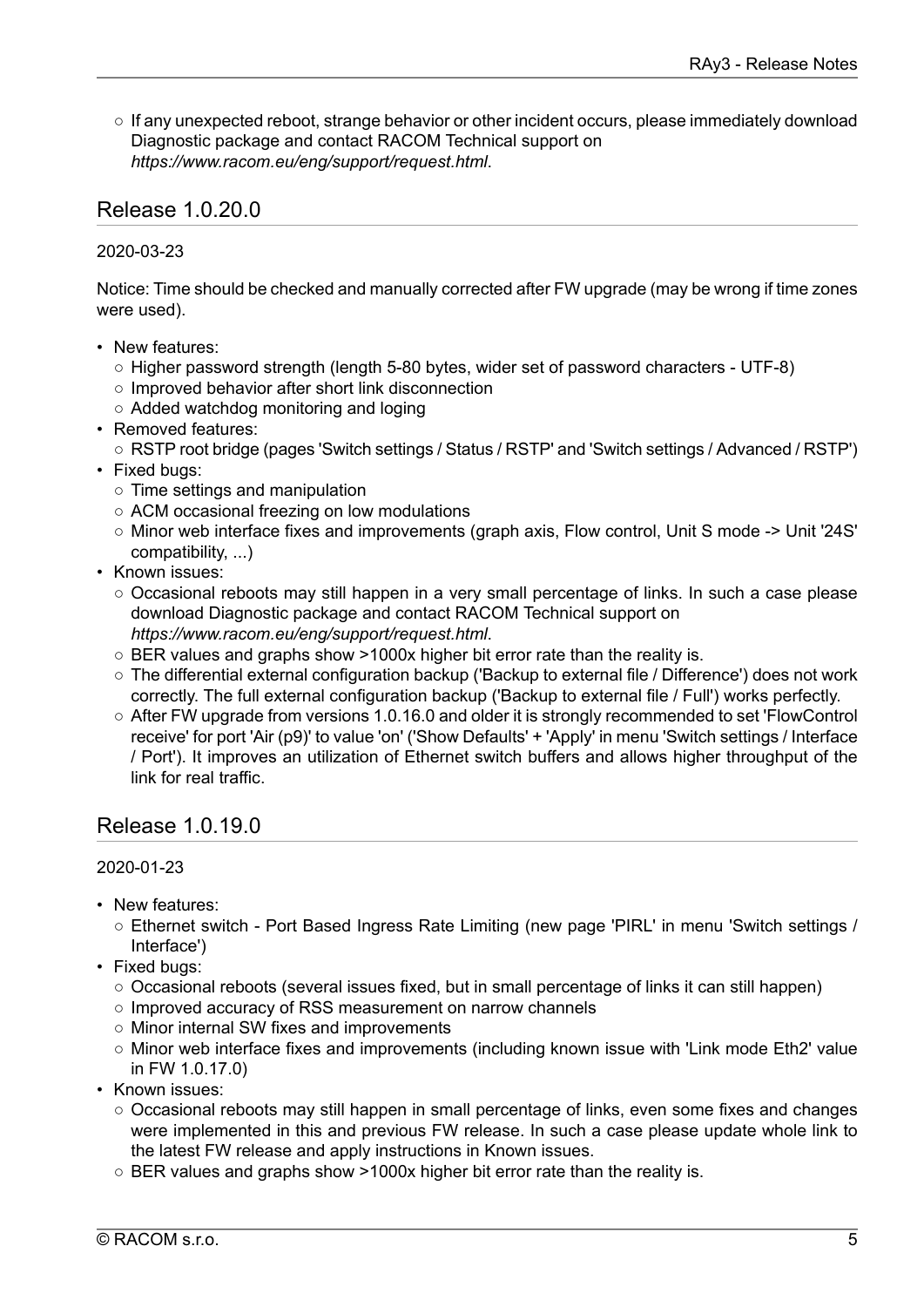- If any unexpected reboot, strange behavior or other incident occurs, please immediately download Diagnostic package and contact RACOM Technical support on *https://www.racom.eu/eng/support/request.html*.

## Release 1.0.20.0

2020-03-23

Notice: Time should be checked and manually corrected after FW upgrade (may be wrong if time zones were used).

- New features:
  - Higher password strength (length 5-80 bytes, wider set of password characters - UTF-8)
  - Improved behavior after short link disconnection
  - Added watchdog monitoring and loging
- Removed features:
  - RSTP root bridge (pages 'Switch settings / Status / RSTP' and 'Switch settings / Advanced / RSTP')
- Fixed bugs:
  - Time settings and manipulation
  - ACM occasional freezing on low modulations
  - Minor web interface fixes and improvements (graph axis, Flow control, Unit S mode -> Unit '24S' compatibility, ...)
- Known issues:
  - Occasional reboots may still happen in a very small percentage of links. In such a case please download Diagnostic package and contact RACOM Technical support on *https://www.racom.eu/eng/support/request.html*.
  - BER values and graphs show >1000x higher bit error rate than the reality is.
  - The differential external configuration backup ('Backup to external file / Difference') does not work correctly. The full external configuration backup ('Backup to external file / Full') works perfectly.
  - After FW upgrade from versions 1.0.16.0 and older it is strongly recommended to set 'FlowControl receive' for port 'Air (p9)' to value 'on' ('Show Defaults' + 'Apply' in menu 'Switch settings / Interface / Port'). It improves an utilization of Ethernet switch buffers and allows higher throughput of the link for real traffic.

## Release 1.0.19.0

2020-01-23

- New features:
  - Ethernet switch - Port Based Ingress Rate Limiting (new page 'PIRL' in menu 'Switch settings / Interface')
- Fixed bugs:
  - Occasional reboots (several issues fixed, but in small percentage of links it can still happen)
  - Improved accuracy of RSS measurement on narrow channels
  - Minor internal SW fixes and improvements
  - Minor web interface fixes and improvements (including known issue with 'Link mode Eth2' value in FW 1.0.17.0)
- Known issues:
  - Occasional reboots may still happen in small percentage of links, even some fixes and changes were implemented in this and previous FW release. In such a case please update whole link to the latest FW release and apply instructions in Known issues.
  - BER values and graphs show >1000x higher bit error rate than the reality is.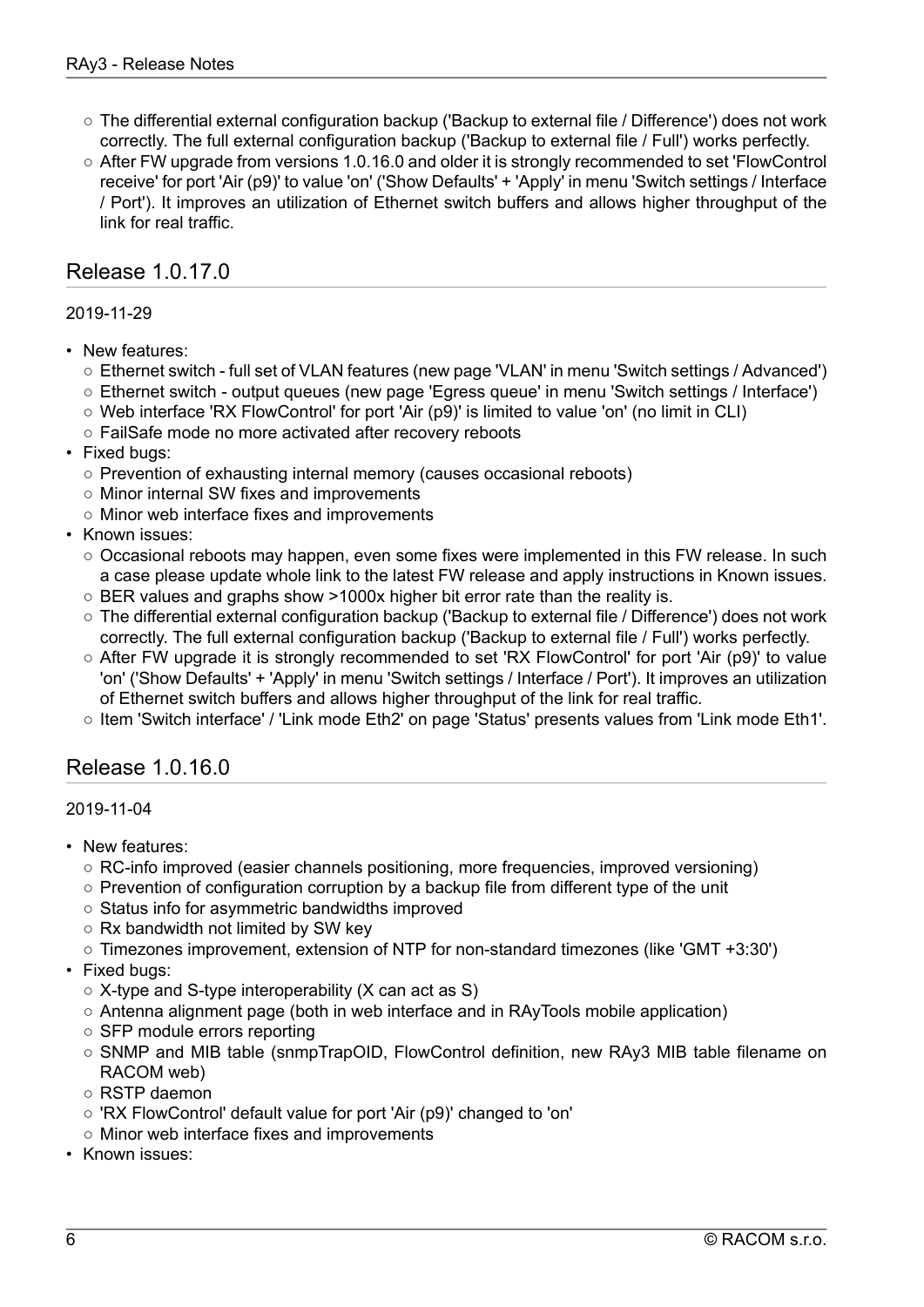- The differential external configuration backup ('Backup to external file / Difference') does not work correctly. The full external configuration backup ('Backup to external file / Full') works perfectly.
  - After FW upgrade from versions 1.0.16.0 and older it is strongly recommended to set 'FlowControl receive' for port 'Air (p9)' to value 'on' ('Show Defaults' + 'Apply' in menu 'Switch settings / Interface / Port'). It improves an utilization of Ethernet switch buffers and allows higher throughput of the link for real traffic.

## Release 1.0.17.0

2019-11-29

- New features:
  - Ethernet switch - full set of VLAN features (new page 'VLAN' in menu 'Switch settings / Advanced')
  - Ethernet switch - output queues (new page 'Egress queue' in menu 'Switch settings / Interface')
  - Web interface 'RX FlowControl' for port 'Air (p9)' is limited to value 'on' (no limit in CLI)
  - FailSafe mode no more activated after recovery reboots
- Fixed bugs:
  - Prevention of exhausting internal memory (causes occasional reboots)
  - Minor internal SW fixes and improvements
  - Minor web interface fixes and improvements
- Known issues:
  - Occasional reboots may happen, even some fixes were implemented in this FW release. In such a case please update whole link to the latest FW release and apply instructions in Known issues.
  - BER values and graphs show >1000x higher bit error rate than the reality is.
  - The differential external configuration backup ('Backup to external file / Difference') does not work correctly. The full external configuration backup ('Backup to external file / Full') works perfectly.
  - After FW upgrade it is strongly recommended to set 'RX FlowControl' for port 'Air (p9)' to value 'on' ('Show Defaults' + 'Apply' in menu 'Switch settings / Interface / Port'). It improves an utilization of Ethernet switch buffers and allows higher throughput of the link for real traffic.
  - Item 'Switch interface' / 'Link mode Eth2' on page 'Status' presents values from 'Link mode Eth1'.

## Release 1.0.16.0

2019-11-04

- New features:
  - RC-info improved (easier channels positioning, more frequencies, improved versioning)
  - Prevention of configuration corruption by a backup file from different type of the unit
  - Status info for asymmetric bandwidths improved
  - Rx bandwidth not limited by SW key
  - Timezones improvement, extension of NTP for non-standard timezones (like 'GMT +3:30')
- Fixed bugs:
  - X-type and S-type interoperability (X can act as S)
  - Antenna alignment page (both in web interface and in RAyTools mobile application)
  - SFP module errors reporting
  - SNMP and MIB table (snmpTrapOID, FlowControl definition, new RAy3 MIB table filename on RACOM web)
  - RSTP daemon
  - 'RX FlowControl' default value for port 'Air (p9)' changed to 'on'
  - Minor web interface fixes and improvements
- Known issues: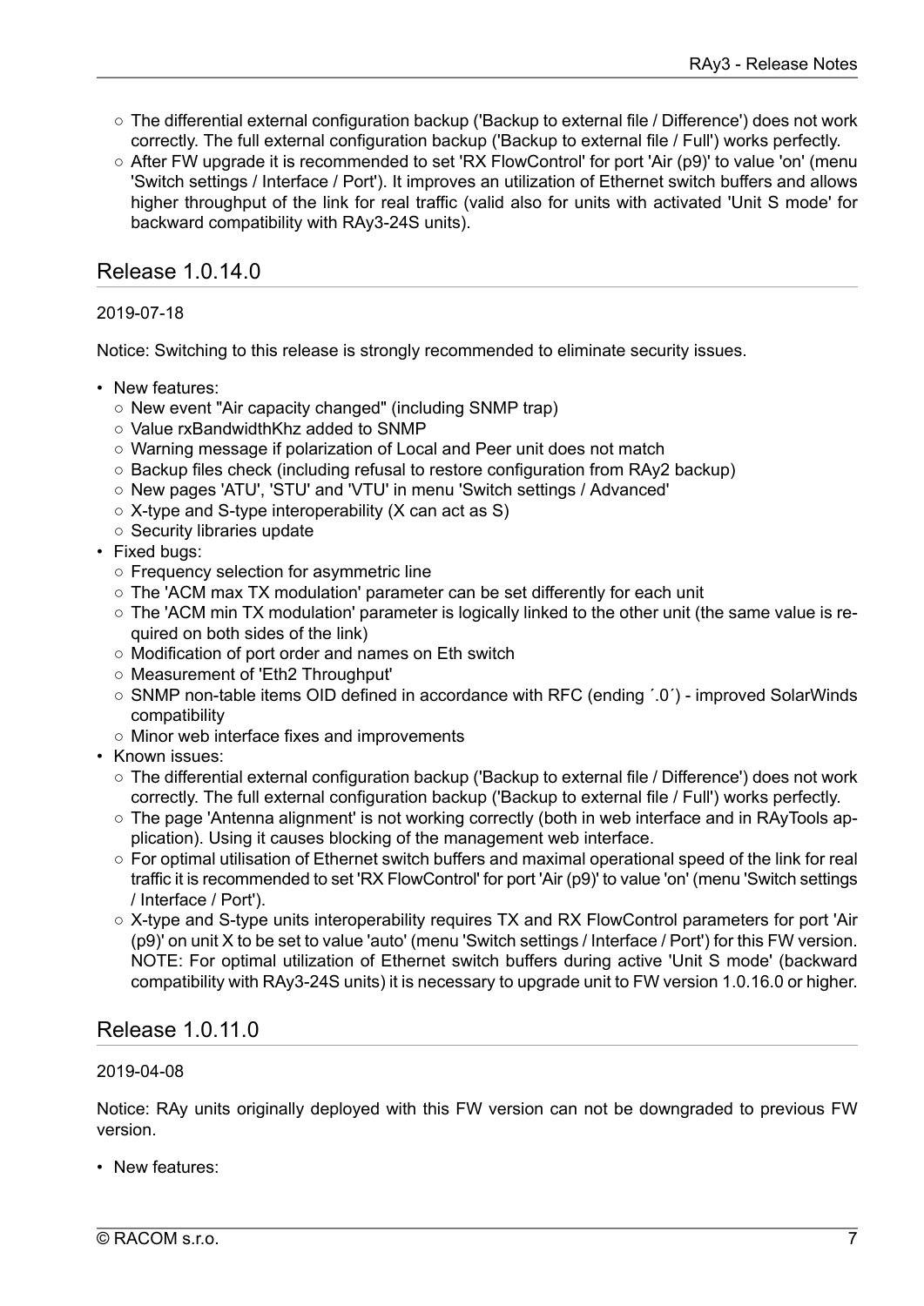- The differential external configuration backup ('Backup to external file / Difference') does not work correctly. The full external configuration backup ('Backup to external file / Full') works perfectly.
- After FW upgrade it is recommended to set 'RX FlowControl' for port 'Air (p9)' to value 'on' (menu 'Switch settings / Interface / Port'). It improves an utilization of Ethernet switch buffers and allows higher throughput of the link for real traffic (valid also for units with activated 'Unit S mode' for backward compatibility with RAy3-24S units).

## Release 1.0.14.0

2019-07-18

Notice: Switching to this release is strongly recommended to eliminate security issues.

- New features:
  - New event "Air capacity changed" (including SNMP trap)
  - Value rxBandwidthKhz added to SNMP
  - Warning message if polarization of Local and Peer unit does not match
  - Backup files check (including refusal to restore configuration from RAy2 backup)
  - New pages 'ATU', 'STU' and 'VTU' in menu 'Switch settings / Advanced'
  - X-type and S-type interoperability (X can act as S)
  - Security libraries update
- Fixed bugs:
  - Frequency selection for asymmetric line
  - The 'ACM max TX modulation' parameter can be set differently for each unit
  - The 'ACM min TX modulation' parameter is logically linked to the other unit (the same value is required on both sides of the link)
  - Modification of port order and names on Eth switch
  - Measurement of 'Eth2 Throughput'
  - SNMP non-table items OID defined in accordance with RFC (ending ´.0´) - improved SolarWinds compatibility
  - Minor web interface fixes and improvements
- Known issues:
  - The differential external configuration backup ('Backup to external file / Difference') does not work correctly. The full external configuration backup ('Backup to external file / Full') works perfectly.
  - The page 'Antenna alignment' is not working correctly (both in web interface and in RAyTools application). Using it causes blocking of the management web interface.
  - For optimal utilisation of Ethernet switch buffers and maximal operational speed of the link for real traffic it is recommended to set 'RX FlowControl' for port 'Air (p9)' to value 'on' (menu 'Switch settings / Interface / Port').
  - X-type and S-type units interoperability requires TX and RX FlowControl parameters for port 'Air (p9)' on unit X to be set to value 'auto' (menu 'Switch settings / Interface / Port') for this FW version. NOTE: For optimal utilization of Ethernet switch buffers during active 'Unit S mode' (backward compatibility with RAy3-24S units) it is necessary to upgrade unit to FW version 1.0.16.0 or higher.

## Release 1.0.11.0

2019-04-08

Notice: RAy units originally deployed with this FW version can not be downgraded to previous FW version.

- New features: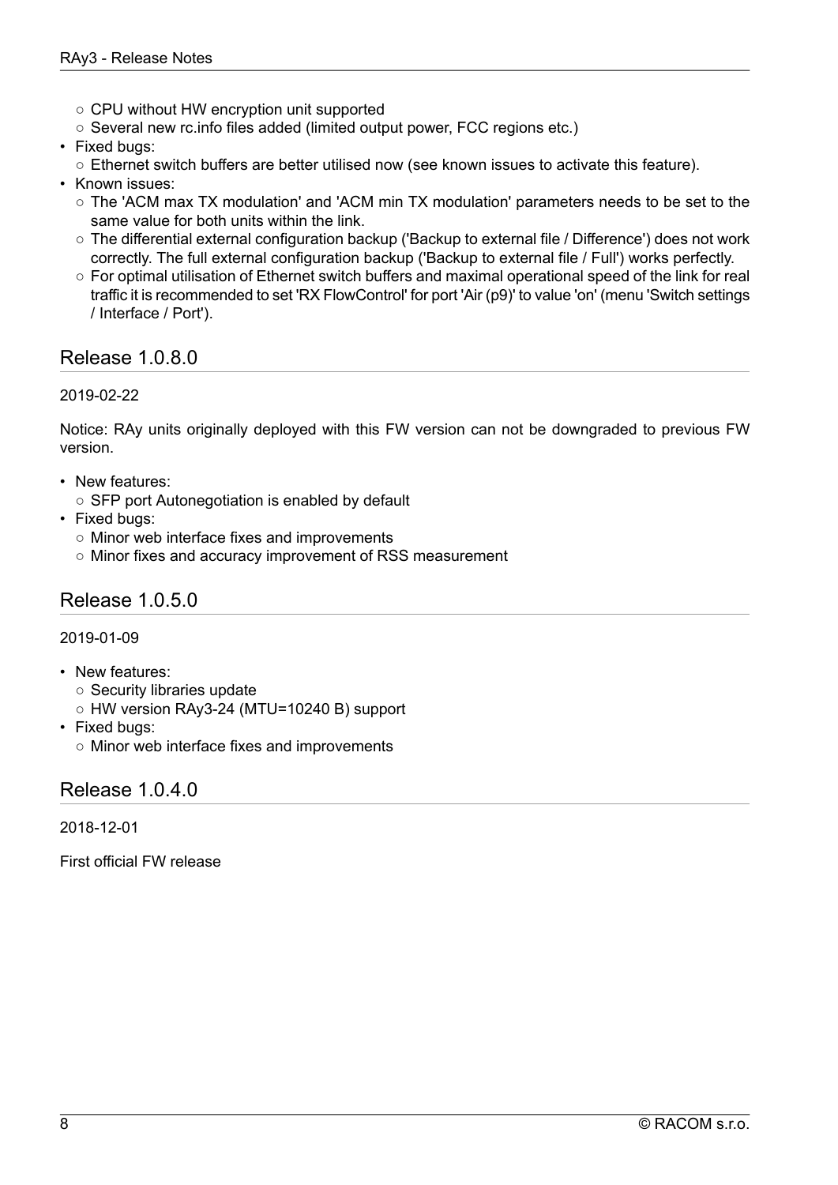- CPU without HW encryption unit supported
    - Several new rc.info files added (limited output power, FCC regions etc.)
- Fixed bugs:
    - Ethernet switch buffers are better utilised now (see known issues to activate this feature).
- Known issues:
    - The 'ACM max TX modulation' and 'ACM min TX modulation' parameters needs to be set to the same value for both units within the link.
    - The differential external configuration backup ('Backup to external file / Difference') does not work correctly. The full external configuration backup ('Backup to external file / Full') works perfectly.
    - For optimal utilisation of Ethernet switch buffers and maximal operational speed of the link for real traffic it is recommended to set 'RX FlowControl' for port 'Air (p9)' to value 'on' (menu 'Switch settings / Interface / Port').

## Release 1.0.8.0

2019-02-22

Notice: RAy units originally deployed with this FW version can not be downgraded to previous FW version.

- New features:
    - SFP port Autonegotiation is enabled by default
- Fixed bugs:
    - Minor web interface fixes and improvements
    - Minor fixes and accuracy improvement of RSS measurement

## Release 1.0.5.0

2019-01-09

- New features:
    - Security libraries update
    - HW version RAy3-24 (MTU=10240 B) support
- Fixed bugs:
    - Minor web interface fixes and improvements

## Release 1.0.4.0

2018-12-01

First official FW release